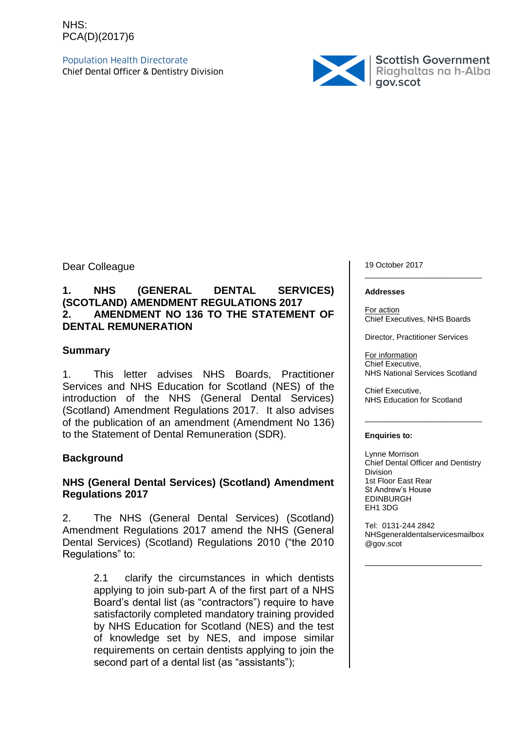NHS:
PCA(D)(2017)6

Population Health Directorate
Chief Dental Officer & Dentistry Division

Scottish Government
Riaghaltas na h-Alba
gov.scot

19 October 2017

**Addresses**

For action
Chief Executives, NHS Boards

Director, Practitioner Services

For information
Chief Executive,
NHS National Services Scotland

Chief Executive,
NHS Education for Scotland

**Enquiries to:**

Lynne Morrison
Chief Dental Officer and Dentistry Division
1st Floor East Rear
St Andrew's House
EDINBURGH
EH1 3DG

Tel: 0131-244 2842
NHSgeneraldentalservicesmailbox@gov.scot

Dear Colleague

**1. NHS (GENERAL DENTAL SERVICES) (SCOTLAND) AMENDMENT REGULATIONS 2017**
**2. AMENDMENT NO 136 TO THE STATEMENT OF DENTAL REMUNERATION**

## Summary

1. This letter advises NHS Boards, Practitioner Services and NHS Education for Scotland (NES) of the introduction of the NHS (General Dental Services) (Scotland) Amendment Regulations 2017. It also advises of the publication of an amendment (Amendment No 136) to the Statement of Dental Remuneration (SDR).

## Background

### NHS (General Dental Services) (Scotland) Amendment Regulations 2017

2. The NHS (General Dental Services) (Scotland) Amendment Regulations 2017 amend the NHS (General Dental Services) (Scotland) Regulations 2010 ("the 2010 Regulations" to:

> 2.1 clarify the circumstances in which dentists applying to join sub-part A of the first part of a NHS Board's dental list (as "contractors") require to have satisfactorily completed mandatory training provided by NHS Education for Scotland (NES) and the test of knowledge set by NES, and impose similar requirements on certain dentists applying to join the second part of a dental list (as "assistants");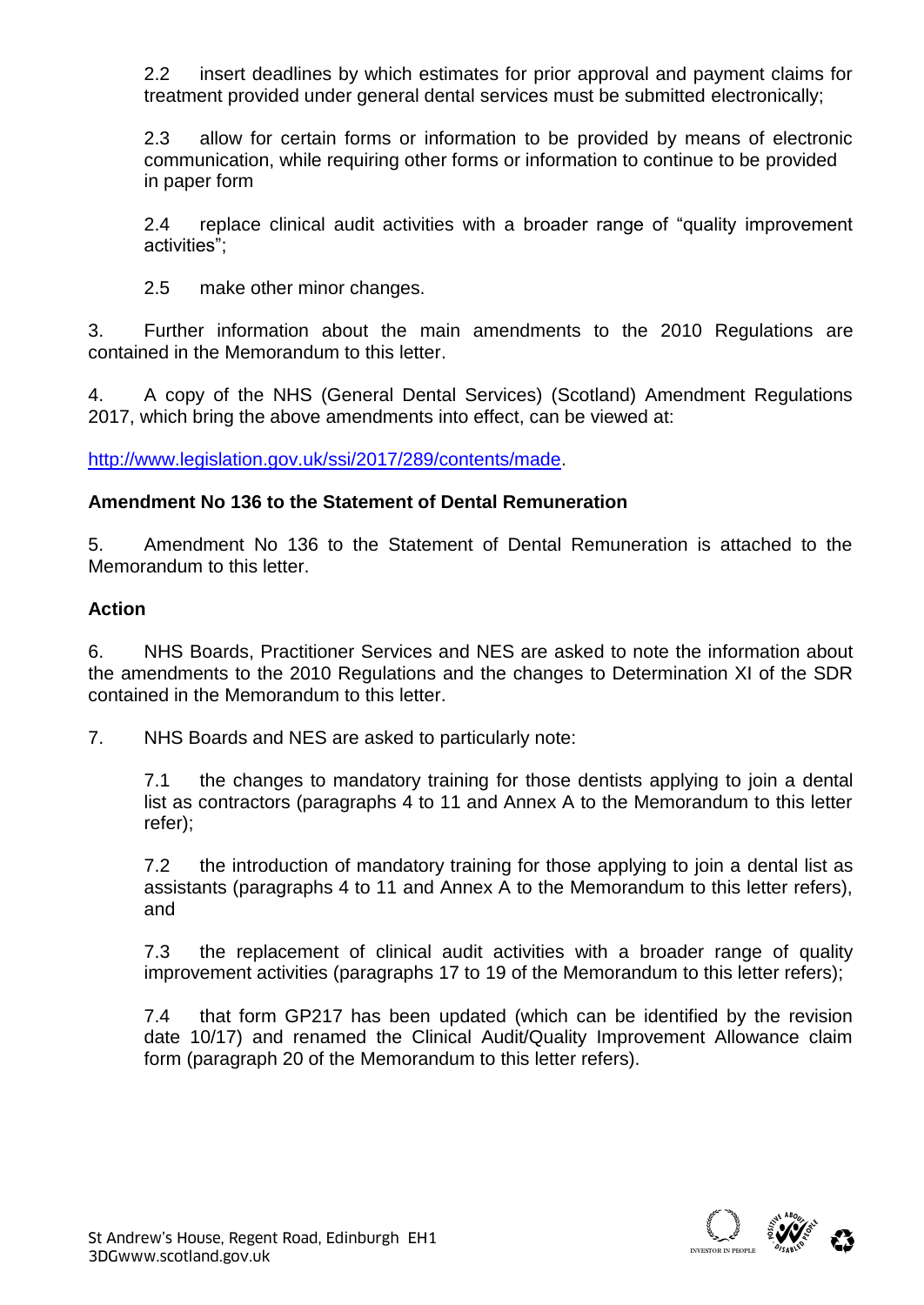2.2 insert deadlines by which estimates for prior approval and payment claims for treatment provided under general dental services must be submitted electronically;

2.3 allow for certain forms or information to be provided by means of electronic communication, while requiring other forms or information to continue to be provided in paper form

2.4 replace clinical audit activities with a broader range of "quality improvement activities";

2.5 make other minor changes.

3. Further information about the main amendments to the 2010 Regulations are contained in the Memorandum to this letter.

4. A copy of the NHS (General Dental Services) (Scotland) Amendment Regulations 2017, which bring the above amendments into effect, can be viewed at:

http://www.legislation.gov.uk/ssi/2017/289/contents/made.

**Amendment No 136 to the Statement of Dental Remuneration**

5. Amendment No 136 to the Statement of Dental Remuneration is attached to the Memorandum to this letter.

**Action**

6. NHS Boards, Practitioner Services and NES are asked to note the information about the amendments to the 2010 Regulations and the changes to Determination XI of the SDR contained in the Memorandum to this letter.

7. NHS Boards and NES are asked to particularly note:

7.1 the changes to mandatory training for those dentists applying to join a dental list as contractors (paragraphs 4 to 11 and Annex A to the Memorandum to this letter refer);

7.2 the introduction of mandatory training for those applying to join a dental list as assistants (paragraphs 4 to 11 and Annex A to the Memorandum to this letter refers), and

7.3 the replacement of clinical audit activities with a broader range of quality improvement activities (paragraphs 17 to 19 of the Memorandum to this letter refers);

7.4 that form GP217 has been updated (which can be identified by the revision date 10/17) and renamed the Clinical Audit/Quality Improvement Allowance claim form (paragraph 20 of the Memorandum to this letter refers).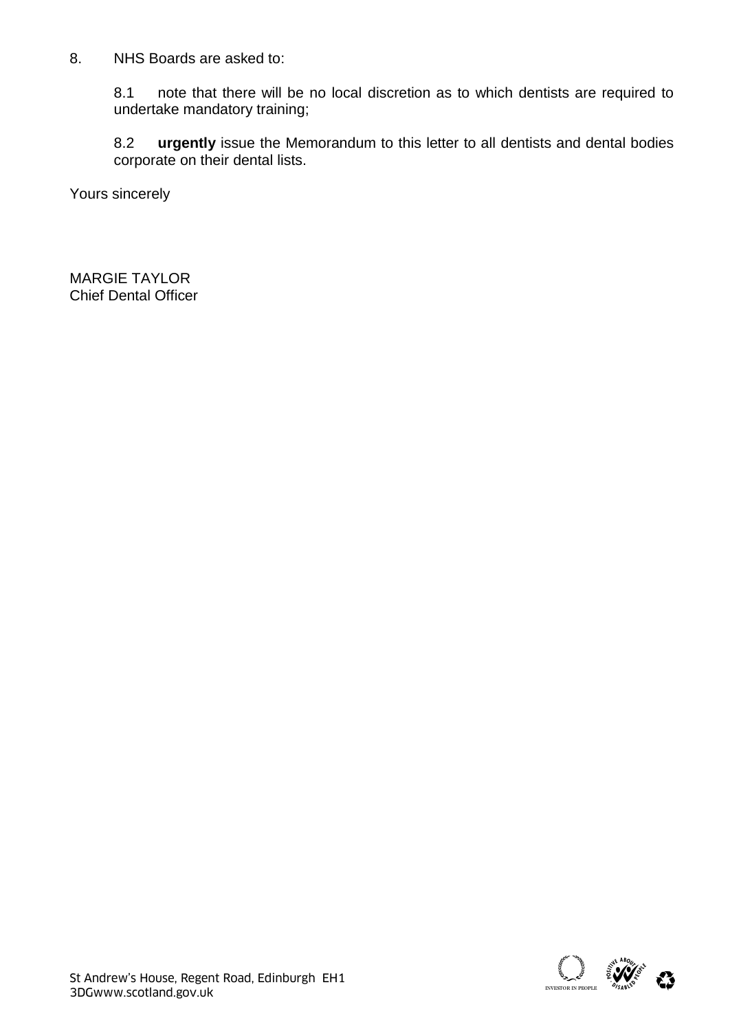8. NHS Boards are asked to:

   8.1 note that there will be no local discretion as to which dentists are required to undertake mandatory training;

   8.2 **urgently** issue the Memorandum to this letter to all dentists and dental bodies corporate on their dental lists.

Yours sincerely

MARGIE TAYLOR
Chief Dental Officer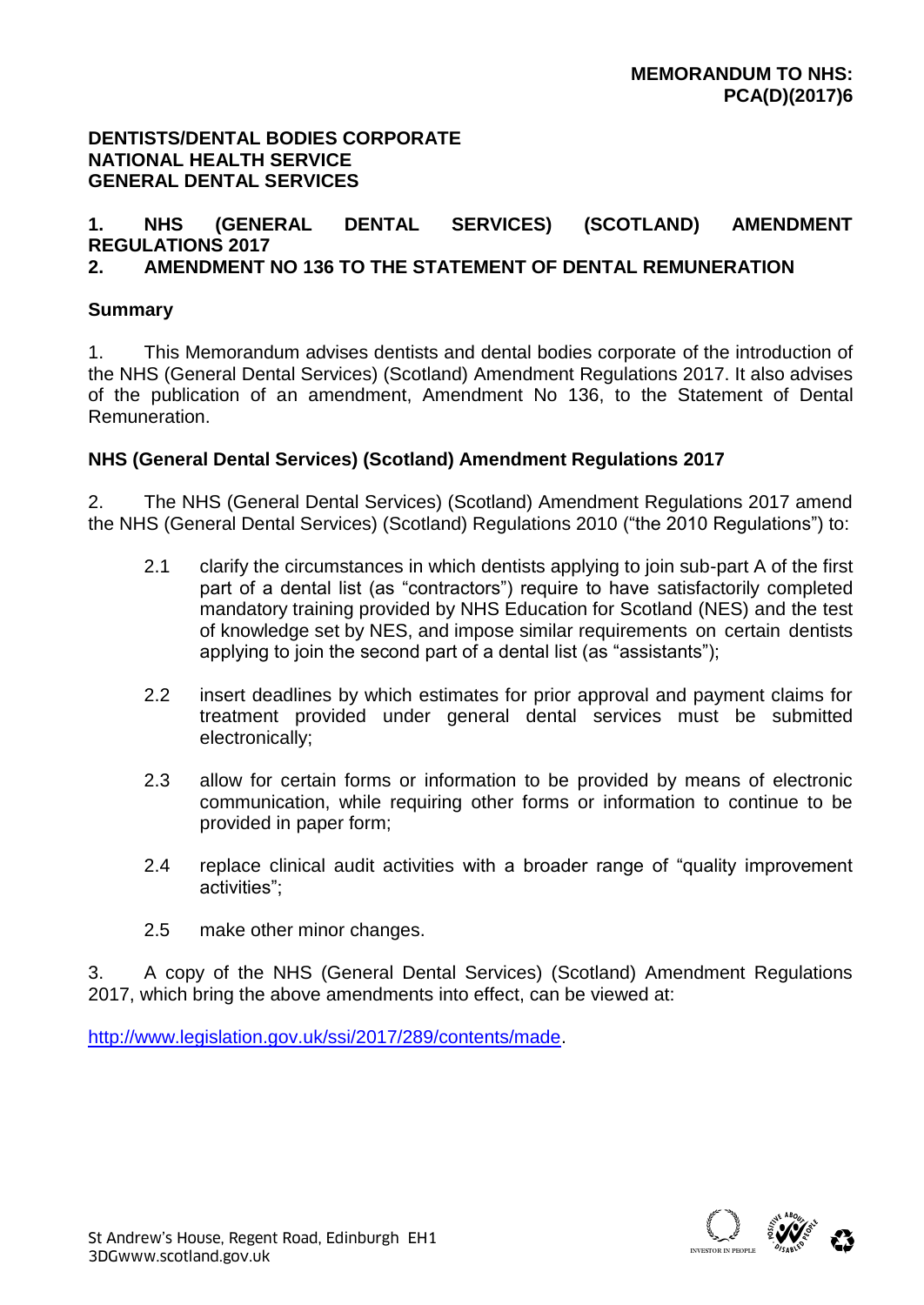**MEMORANDUM TO NHS: PCA(D)(2017)6**

**DENTISTS/DENTAL BODIES CORPORATE**
**NATIONAL HEALTH SERVICE**
**GENERAL DENTAL SERVICES**

**1. NHS (GENERAL DENTAL SERVICES) (SCOTLAND) AMENDMENT REGULATIONS 2017**
**2. AMENDMENT NO 136 TO THE STATEMENT OF DENTAL REMUNERATION**

**Summary**

1. This Memorandum advises dentists and dental bodies corporate of the introduction of the NHS (General Dental Services) (Scotland) Amendment Regulations 2017. It also advises of the publication of an amendment, Amendment No 136, to the Statement of Dental Remuneration.

**NHS (General Dental Services) (Scotland) Amendment Regulations 2017**

2. The NHS (General Dental Services) (Scotland) Amendment Regulations 2017 amend the NHS (General Dental Services) (Scotland) Regulations 2010 ("the 2010 Regulations") to:

2.1 clarify the circumstances in which dentists applying to join sub-part A of the first part of a dental list (as "contractors") require to have satisfactorily completed mandatory training provided by NHS Education for Scotland (NES) and the test of knowledge set by NES, and impose similar requirements on certain dentists applying to join the second part of a dental list (as "assistants");

2.2 insert deadlines by which estimates for prior approval and payment claims for treatment provided under general dental services must be submitted electronically;

2.3 allow for certain forms or information to be provided by means of electronic communication, while requiring other forms or information to continue to be provided in paper form;

2.4 replace clinical audit activities with a broader range of "quality improvement activities";

2.5 make other minor changes.

3. A copy of the NHS (General Dental Services) (Scotland) Amendment Regulations 2017, which bring the above amendments into effect, can be viewed at:

http://www.legislation.gov.uk/ssi/2017/289/contents/made.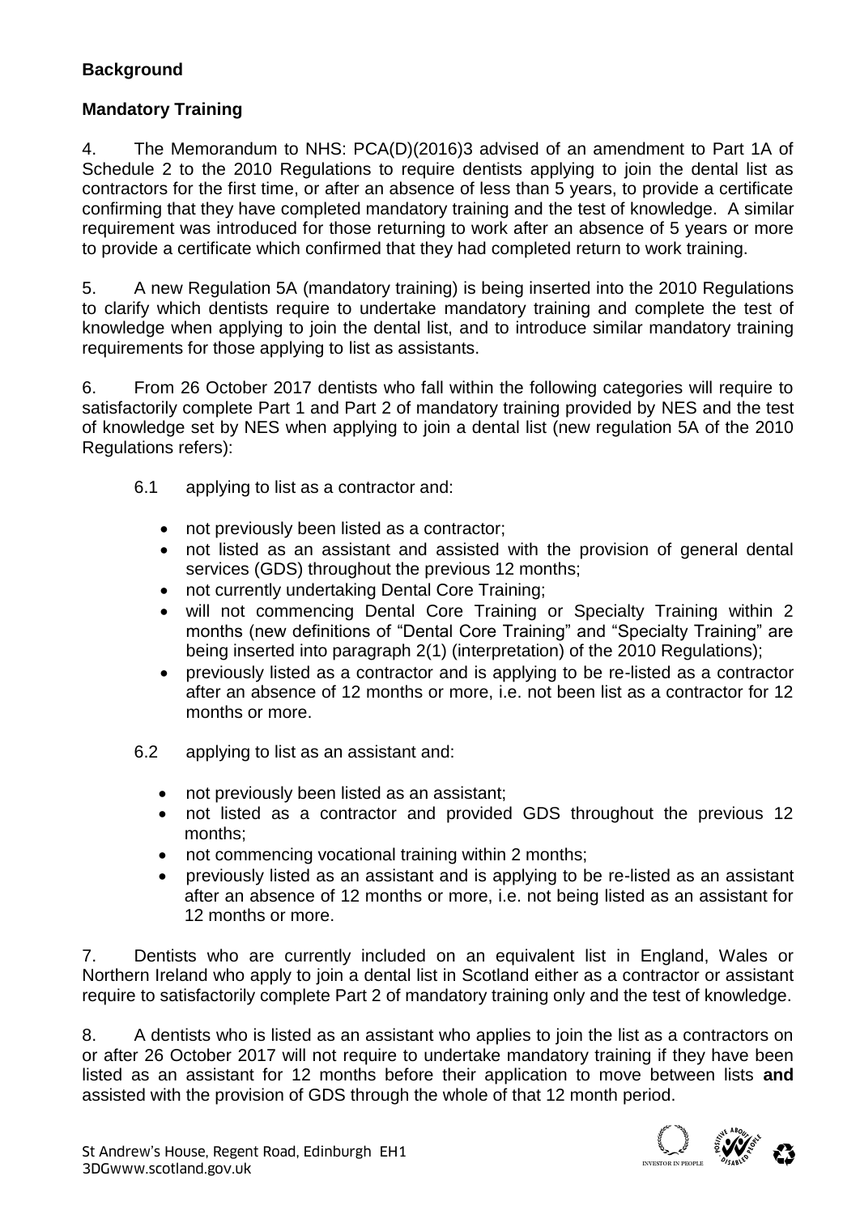**Background**

**Mandatory Training**

4. The Memorandum to NHS: PCA(D)(2016)3 advised of an amendment to Part 1A of Schedule 2 to the 2010 Regulations to require dentists applying to join the dental list as contractors for the first time, or after an absence of less than 5 years, to provide a certificate confirming that they have completed mandatory training and the test of knowledge. A similar requirement was introduced for those returning to work after an absence of 5 years or more to provide a certificate which confirmed that they had completed return to work training.

5. A new Regulation 5A (mandatory training) is being inserted into the 2010 Regulations to clarify which dentists require to undertake mandatory training and complete the test of knowledge when applying to join the dental list, and to introduce similar mandatory training requirements for those applying to list as assistants.

6. From 26 October 2017 dentists who fall within the following categories will require to satisfactorily complete Part 1 and Part 2 of mandatory training provided by NES and the test of knowledge set by NES when applying to join a dental list (new regulation 5A of the 2010 Regulations refers):

6.1 applying to list as a contractor and:

- not previously been listed as a contractor;
- not listed as an assistant and assisted with the provision of general dental services (GDS) throughout the previous 12 months;
- not currently undertaking Dental Core Training;
- will not commencing Dental Core Training or Specialty Training within 2 months (new definitions of "Dental Core Training" and "Specialty Training" are being inserted into paragraph 2(1) (interpretation) of the 2010 Regulations);
- previously listed as a contractor and is applying to be re-listed as a contractor after an absence of 12 months or more, i.e. not been list as a contractor for 12 months or more.

6.2 applying to list as an assistant and:

- not previously been listed as an assistant;
- not listed as a contractor and provided GDS throughout the previous 12 months;
- not commencing vocational training within 2 months;
- previously listed as an assistant and is applying to be re-listed as an assistant after an absence of 12 months or more, i.e. not being listed as an assistant for 12 months or more.

7. Dentists who are currently included on an equivalent list in England, Wales or Northern Ireland who apply to join a dental list in Scotland either as a contractor or assistant require to satisfactorily complete Part 2 of mandatory training only and the test of knowledge.

8. A dentists who is listed as an assistant who applies to join the list as a contractors on or after 26 October 2017 will not require to undertake mandatory training if they have been listed as an assistant for 12 months before their application to move between lists **and** assisted with the provision of GDS through the whole of that 12 month period.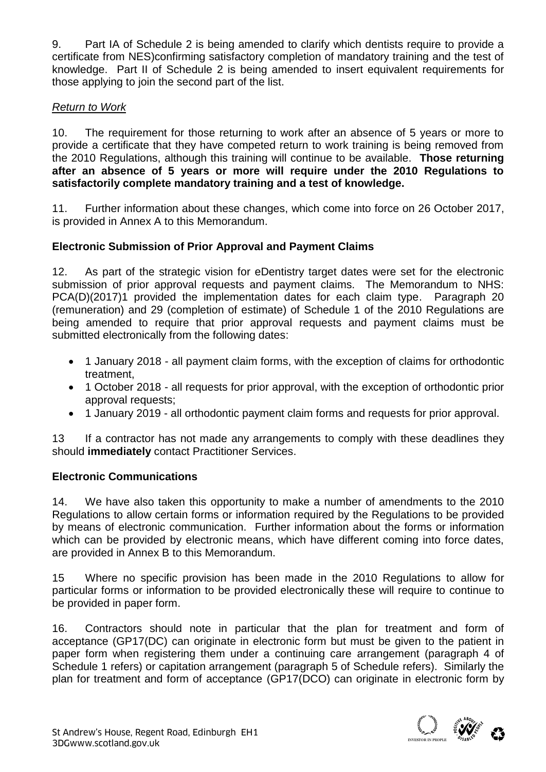9. Part IA of Schedule 2 is being amended to clarify which dentists require to provide a certificate from NES)confirming satisfactory completion of mandatory training and the test of knowledge. Part II of Schedule 2 is being amended to insert equivalent requirements for those applying to join the second part of the list.

*Return to Work*

10. The requirement for those returning to work after an absence of 5 years or more to provide a certificate that they have competed return to work training is being removed from the 2010 Regulations, although this training will continue to be available. **Those returning after an absence of 5 years or more will require under the 2010 Regulations to satisfactorily complete mandatory training and a test of knowledge.**

11. Further information about these changes, which come into force on 26 October 2017, is provided in Annex A to this Memorandum.

**Electronic Submission of Prior Approval and Payment Claims**

12. As part of the strategic vision for eDentistry target dates were set for the electronic submission of prior approval requests and payment claims. The Memorandum to NHS: PCA(D)(2017)1 provided the implementation dates for each claim type. Paragraph 20 (remuneration) and 29 (completion of estimate) of Schedule 1 of the 2010 Regulations are being amended to require that prior approval requests and payment claims must be submitted electronically from the following dates:

- 1 January 2018 - all payment claim forms, with the exception of claims for orthodontic treatment,
- 1 October 2018 - all requests for prior approval, with the exception of orthodontic prior approval requests;
- 1 January 2019 - all orthodontic payment claim forms and requests for prior approval.

13 If a contractor has not made any arrangements to comply with these deadlines they should **immediately** contact Practitioner Services.

**Electronic Communications**

14. We have also taken this opportunity to make a number of amendments to the 2010 Regulations to allow certain forms or information required by the Regulations to be provided by means of electronic communication. Further information about the forms or information which can be provided by electronic means, which have different coming into force dates, are provided in Annex B to this Memorandum.

15 Where no specific provision has been made in the 2010 Regulations to allow for particular forms or information to be provided electronically these will require to continue to be provided in paper form.

16. Contractors should note in particular that the plan for treatment and form of acceptance (GP17(DC) can originate in electronic form but must be given to the patient in paper form when registering them under a continuing care arrangement (paragraph 4 of Schedule 1 refers) or capitation arrangement (paragraph 5 of Schedule refers). Similarly the plan for treatment and form of acceptance (GP17(DCO) can originate in electronic form by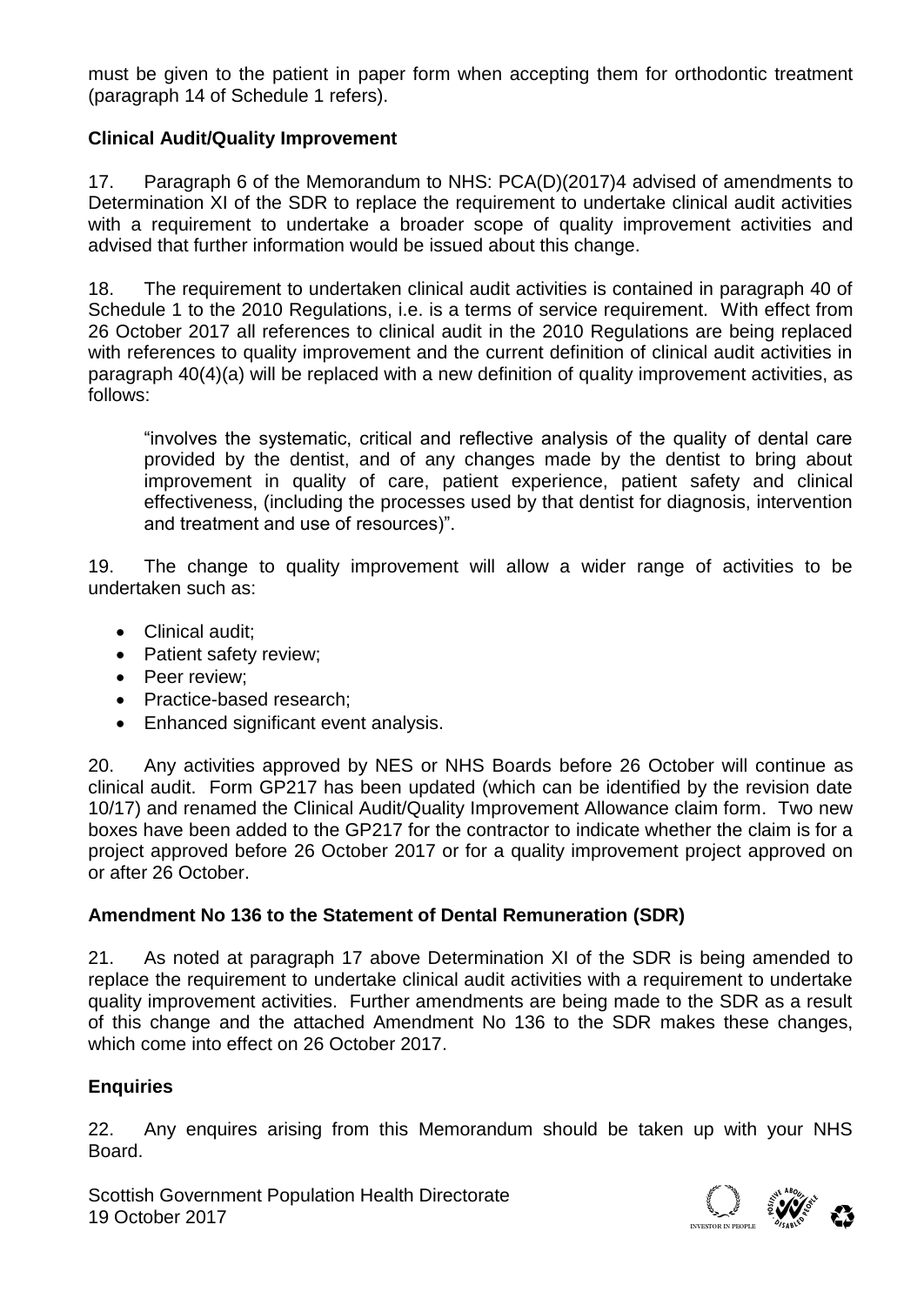must be given to the patient in paper form when accepting them for orthodontic treatment (paragraph 14 of Schedule 1 refers).

**Clinical Audit/Quality Improvement**

17. Paragraph 6 of the Memorandum to NHS: PCA(D)(2017)4 advised of amendments to Determination XI of the SDR to replace the requirement to undertake clinical audit activities with a requirement to undertake a broader scope of quality improvement activities and advised that further information would be issued about this change.

18. The requirement to undertaken clinical audit activities is contained in paragraph 40 of Schedule 1 to the 2010 Regulations, i.e. is a terms of service requirement. With effect from 26 October 2017 all references to clinical audit in the 2010 Regulations are being replaced with references to quality improvement and the current definition of clinical audit activities in paragraph 40(4)(a) will be replaced with a new definition of quality improvement activities, as follows:

> "involves the systematic, critical and reflective analysis of the quality of dental care provided by the dentist, and of any changes made by the dentist to bring about improvement in quality of care, patient experience, patient safety and clinical effectiveness, (including the processes used by that dentist for diagnosis, intervention and treatment and use of resources)".

19. The change to quality improvement will allow a wider range of activities to be undertaken such as:

- Clinical audit;
- Patient safety review;
- Peer review;
- Practice-based research;
- Enhanced significant event analysis.

20. Any activities approved by NES or NHS Boards before 26 October will continue as clinical audit. Form GP217 has been updated (which can be identified by the revision date 10/17) and renamed the Clinical Audit/Quality Improvement Allowance claim form. Two new boxes have been added to the GP217 for the contractor to indicate whether the claim is for a project approved before 26 October 2017 or for a quality improvement project approved on or after 26 October.

**Amendment No 136 to the Statement of Dental Remuneration (SDR)**

21. As noted at paragraph 17 above Determination XI of the SDR is being amended to replace the requirement to undertake clinical audit activities with a requirement to undertake quality improvement activities. Further amendments are being made to the SDR as a result of this change and the attached Amendment No 136 to the SDR makes these changes, which come into effect on 26 October 2017.

**Enquiries**

22. Any enquires arising from this Memorandum should be taken up with your NHS Board.

Scottish Government Population Health Directorate
19 October 2017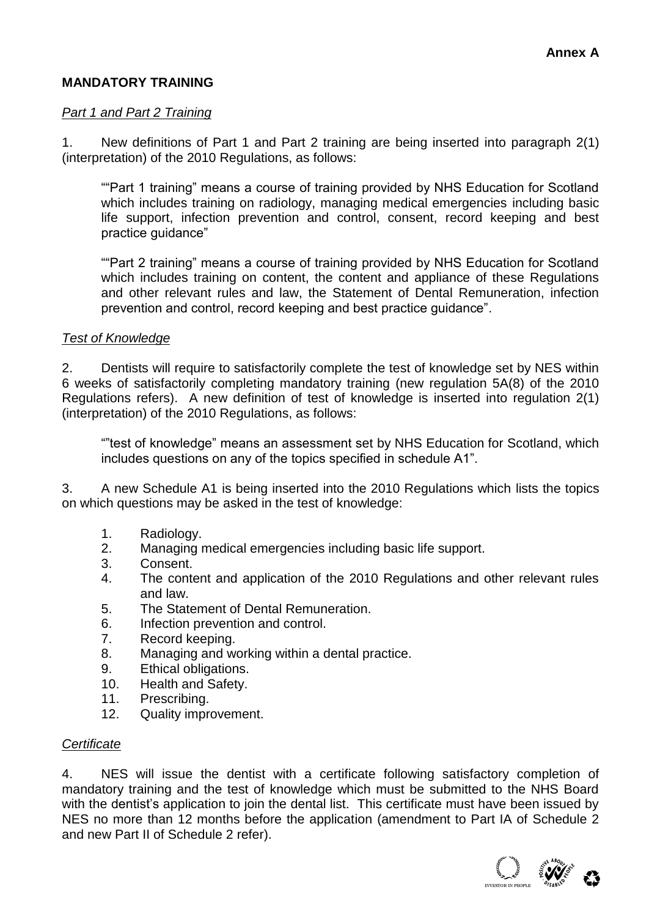**Annex A**

**MANDATORY TRAINING**

*Part 1 and Part 2 Training*

1. New definitions of Part 1 and Part 2 training are being inserted into paragraph 2(1) (interpretation) of the 2010 Regulations, as follows:

> ""Part 1 training" means a course of training provided by NHS Education for Scotland which includes training on radiology, managing medical emergencies including basic life support, infection prevention and control, consent, record keeping and best practice guidance"

> ""Part 2 training" means a course of training provided by NHS Education for Scotland which includes training on content, the content and appliance of these Regulations and other relevant rules and law, the Statement of Dental Remuneration, infection prevention and control, record keeping and best practice guidance".

*Test of Knowledge*

2. Dentists will require to satisfactorily complete the test of knowledge set by NES within 6 weeks of satisfactorily completing mandatory training (new regulation 5A(8) of the 2010 Regulations refers). A new definition of test of knowledge is inserted into regulation 2(1) (interpretation) of the 2010 Regulations, as follows:

> ""test of knowledge" means an assessment set by NHS Education for Scotland, which includes questions on any of the topics specified in schedule A1".

3. A new Schedule A1 is being inserted into the 2010 Regulations which lists the topics on which questions may be asked in the test of knowledge:

1. Radiology.
2. Managing medical emergencies including basic life support.
3. Consent.
4. The content and application of the 2010 Regulations and other relevant rules and law.
5. The Statement of Dental Remuneration.
6. Infection prevention and control.
7. Record keeping.
8. Managing and working within a dental practice.
9. Ethical obligations.
10. Health and Safety.
11. Prescribing.
12. Quality improvement.

*Certificate*

4. NES will issue the dentist with a certificate following satisfactory completion of mandatory training and the test of knowledge which must be submitted to the NHS Board with the dentist's application to join the dental list. This certificate must have been issued by NES no more than 12 months before the application (amendment to Part IA of Schedule 2 and new Part II of Schedule 2 refer).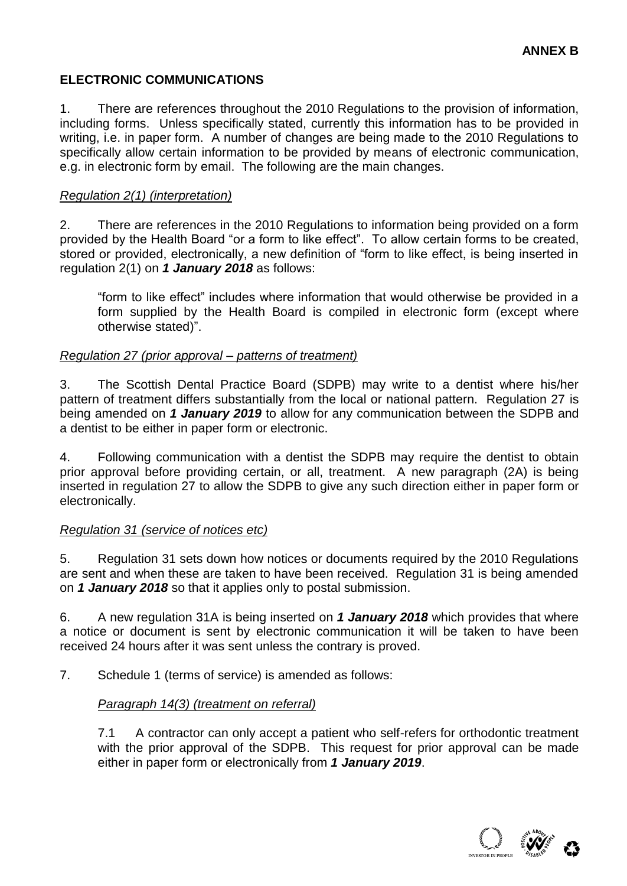**ANNEX B**

**ELECTRONIC COMMUNICATIONS**

1. There are references throughout the 2010 Regulations to the provision of information, including forms. Unless specifically stated, currently this information has to be provided in writing, i.e. in paper form. A number of changes are being made to the 2010 Regulations to specifically allow certain information to be provided by means of electronic communication, e.g. in electronic form by email. The following are the main changes.

*Regulation 2(1) (interpretation)*

2. There are references in the 2010 Regulations to information being provided on a form provided by the Health Board "or a form to like effect". To allow certain forms to be created, stored or provided, electronically, a new definition of "form to like effect, is being inserted in regulation 2(1) on ***1 January 2018*** as follows:

> "form to like effect" includes where information that would otherwise be provided in a form supplied by the Health Board is compiled in electronic form (except where otherwise stated)".

*Regulation 27 (prior approval – patterns of treatment)*

3. The Scottish Dental Practice Board (SDPB) may write to a dentist where his/her pattern of treatment differs substantially from the local or national pattern. Regulation 27 is being amended on ***1 January 2019*** to allow for any communication between the SDPB and a dentist to be either in paper form or electronic.

4. Following communication with a dentist the SDPB may require the dentist to obtain prior approval before providing certain, or all, treatment. A new paragraph (2A) is being inserted in regulation 27 to allow the SDPB to give any such direction either in paper form or electronically.

*Regulation 31 (service of notices etc)*

5. Regulation 31 sets down how notices or documents required by the 2010 Regulations are sent and when these are taken to have been received. Regulation 31 is being amended on ***1 January 2018*** so that it applies only to postal submission.

6. A new regulation 31A is being inserted on ***1 January 2018*** which provides that where a notice or document is sent by electronic communication it will be taken to have been received 24 hours after it was sent unless the contrary is proved.

7. Schedule 1 (terms of service) is amended as follows:

*Paragraph 14(3) (treatment on referral)*

7.1 A contractor can only accept a patient who self-refers for orthodontic treatment with the prior approval of the SDPB. This request for prior approval can be made either in paper form or electronically from ***1 January 2019***.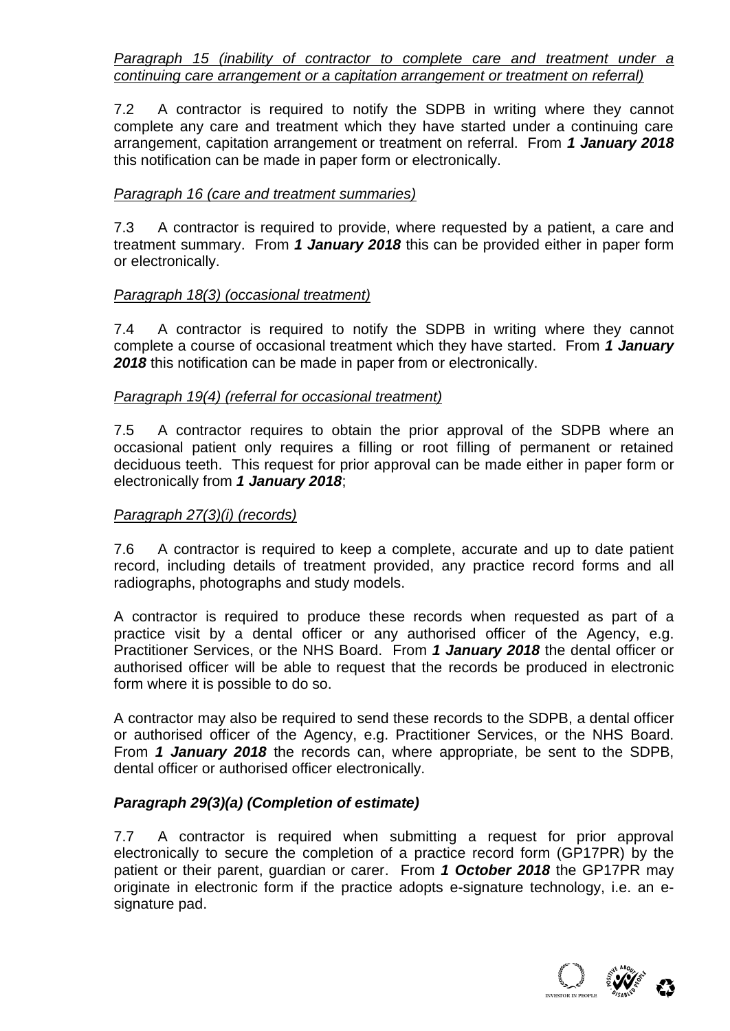*<u>Paragraph 15 (inability of contractor to complete care and treatment under a continuing care arrangement or a capitation arrangement or treatment on referral)</u>*

7.2 A contractor is required to notify the SDPB in writing where they cannot complete any care and treatment which they have started under a continuing care arrangement, capitation arrangement or treatment on referral. From ***1 January 2018*** this notification can be made in paper form or electronically.

*<u>Paragraph 16 (care and treatment summaries)</u>*

7.3 A contractor is required to provide, where requested by a patient, a care and treatment summary. From ***1 January 2018*** this can be provided either in paper form or electronically.

*<u>Paragraph 18(3) (occasional treatment)</u>*

7.4 A contractor is required to notify the SDPB in writing where they cannot complete a course of occasional treatment which they have started. From ***1 January 2018*** this notification can be made in paper from or electronically.

*<u>Paragraph 19(4) (referral for occasional treatment)</u>*

7.5 A contractor requires to obtain the prior approval of the SDPB where an occasional patient only requires a filling or root filling of permanent or retained deciduous teeth. This request for prior approval can be made either in paper form or electronically from ***1 January 2018***;

*<u>Paragraph 27(3)(i) (records)</u>*

7.6 A contractor is required to keep a complete, accurate and up to date patient record, including details of treatment provided, any practice record forms and all radiographs, photographs and study models.

A contractor is required to produce these records when requested as part of a practice visit by a dental officer or any authorised officer of the Agency, e.g. Practitioner Services, or the NHS Board. From ***1 January 2018*** the dental officer or authorised officer will be able to request that the records be produced in electronic form where it is possible to do so.

A contractor may also be required to send these records to the SDPB, a dental officer or authorised officer of the Agency, e.g. Practitioner Services, or the NHS Board. From ***1 January 2018*** the records can, where appropriate, be sent to the SDPB, dental officer or authorised officer electronically.

***Paragraph 29(3)(a) (Completion of estimate)***

7.7 A contractor is required when submitting a request for prior approval electronically to secure the completion of a practice record form (GP17PR) by the patient or their parent, guardian or carer. From ***1 October 2018*** the GP17PR may originate in electronic form if the practice adopts e-signature technology, i.e. an e-signature pad.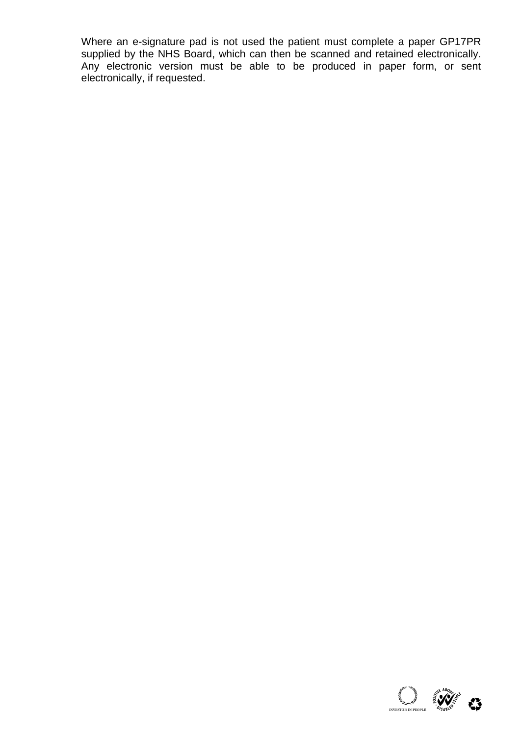Where an e-signature pad is not used the patient must complete a paper GP17PR supplied by the NHS Board, which can then be scanned and retained electronically. Any electronic version must be able to be produced in paper form, or sent electronically, if requested.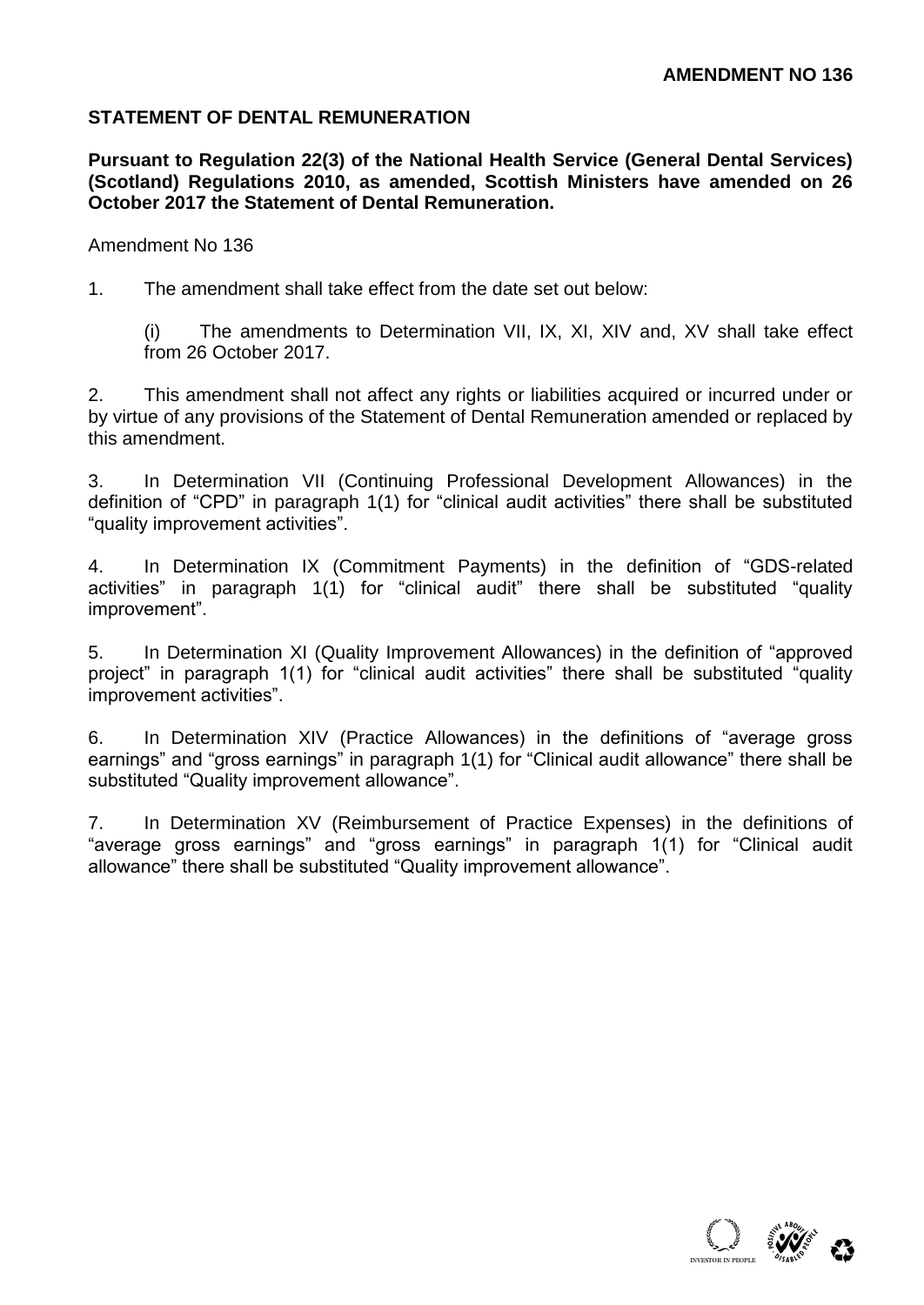**AMENDMENT NO 136**

## STATEMENT OF DENTAL REMUNERATION

**Pursuant to Regulation 22(3) of the National Health Service (General Dental Services) (Scotland) Regulations 2010, as amended, Scottish Ministers have amended on 26 October 2017 the Statement of Dental Remuneration.**

Amendment No 136

1. The amendment shall take effect from the date set out below:

   (i) The amendments to Determination VII, IX, XI, XIV and, XV shall take effect from 26 October 2017.

2. This amendment shall not affect any rights or liabilities acquired or incurred under or by virtue of any provisions of the Statement of Dental Remuneration amended or replaced by this amendment.

3. In Determination VII (Continuing Professional Development Allowances) in the definition of "CPD" in paragraph 1(1) for "clinical audit activities" there shall be substituted "quality improvement activities".

4. In Determination IX (Commitment Payments) in the definition of "GDS-related activities" in paragraph 1(1) for "clinical audit" there shall be substituted "quality improvement".

5. In Determination XI (Quality Improvement Allowances) in the definition of "approved project" in paragraph 1(1) for "clinical audit activities" there shall be substituted "quality improvement activities".

6. In Determination XIV (Practice Allowances) in the definitions of "average gross earnings" and "gross earnings" in paragraph 1(1) for "Clinical audit allowance" there shall be substituted "Quality improvement allowance".

7. In Determination XV (Reimbursement of Practice Expenses) in the definitions of "average gross earnings" and "gross earnings" in paragraph 1(1) for "Clinical audit allowance" there shall be substituted "Quality improvement allowance".